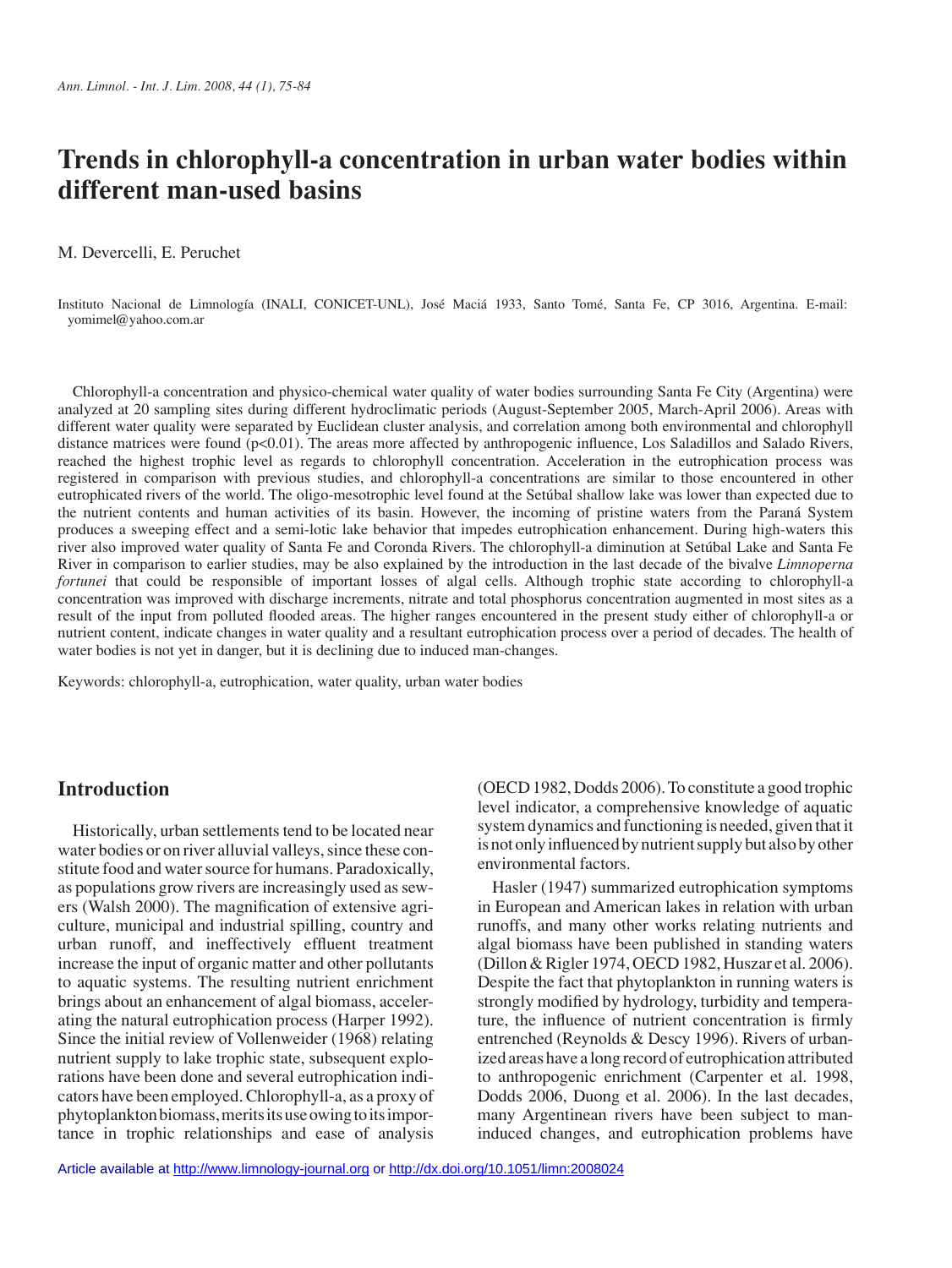# Trends in chlorophyll-a concentration in urban water bodies within different man-used basins

M. Devercelli, E. Peruchet

Instituto Nacional de Limnología (INALI, CONICET-UNL), José Maciá 1933, Santo Tomé, Santa Fe, CP 3016, Argentina. E-mail: yomimel@yahoo.com.ar

Chlorophyll-a concentration and physico-chemical water quality of water bodies surrounding Santa Fe City (Argentina) were analyzed at 20 sampling sites during different hydroclimatic periods (August-September 2005, March-April 2006). Areas with different water quality were separated by Euclidean cluster analysis, and correlation among both environmental and chlorophyll distance matrices were found ($p<0.01$). The areas more affected by anthropogenic influence, Los Saladillos and Salado Rivers, reached the highest trophic level as regards to chlorophyll concentration. Acceleration in the eutrophication process was registered in comparison with previous studies, and chlorophyll-a concentrations are similar to those encountered in other eutrophicated rivers of the world. The oligo-mesotrophic level found at the Setúbal shallow lake was lower than expected due to the nutrient contents and human activities of its basin. However, the incoming of pristine waters from the Paraná System produces a sweeping effect and a semi-lotic lake behavior that impedes eutrophication enhancement. During high-waters this river also improved water quality of Santa Fe and Coronda Rivers. The chlorophyll-a diminution at Setúbal Lake and Santa Fe River in comparison to earlier studies, may be also explained by the introduction in the last decade of the bivalve *Limnoperna fortunei* that could be responsible of important losses of algal cells. Although trophic state according to chlorophyll-a concentration was improved with discharge increments, nitrate and total phosphorus concentration augmented in most sites as a result of the input from polluted flooded areas. The higher ranges encountered in the present study either of chlorophyll-a or nutrient content, indicate changes in water quality and a resultant eutrophication process over a period of decades. The health of water bodies is not yet in danger, but it is declining due to induced man-changes.

Keywords: chlorophyll-a, eutrophication, water quality, urban water bodies

## Introduction

Historically, urban settlements tend to be located near water bodies or on river alluvial valleys, since these constitute food and water source for humans. Paradoxically, as populations grow rivers are increasingly used as sewers (Walsh 2000). The magnification of extensive agriculture, municipal and industrial spilling, country and urban runoff, and ineffectively effluent treatment increase the input of organic matter and other pollutants to aquatic systems. The resulting nutrient enrichment brings about an enhancement of algal biomass, accelerating the natural eutrophication process (Harper 1992). Since the initial review of Vollenweider (1968) relating nutrient supply to lake trophic state, subsequent explorations have been done and several eutrophication indicators have been employed. Chlorophyll-a, as a proxy of phytoplankton biomass, merits its use owing to its importance in trophic relationships and ease of analysis (OECD 1982, Dodds 2006). To constitute a good trophic level indicator, a comprehensive knowledge of aquatic system dynamics and functioning is needed, given that it is not only influenced by nutrient supply but also by other environmental factors.

Hasler (1947) summarized eutrophication symptoms in European and American lakes in relation with urban runoffs, and many other works relating nutrients and algal biomass have been published in standing waters (Dillon & Rigler 1974, OECD 1982, Huszar et al. 2006). Despite the fact that phytoplankton in running waters is strongly modified by hydrology, turbidity and temperature, the influence of nutrient concentration is firmly entrenched (Reynolds & Descy 1996). Rivers of urbanized areas have a long record of eutrophication attributed to anthropogenic enrichment (Carpenter et al. 1998, Dodds 2006, Duong et al. 2006). In the last decades, many Argentinean rivers have been subject to man-induced changes, and eutrophication problems have

Article available at http://www.limnology-journal.org or http://dx.doi.org/10.1051/limn:2008024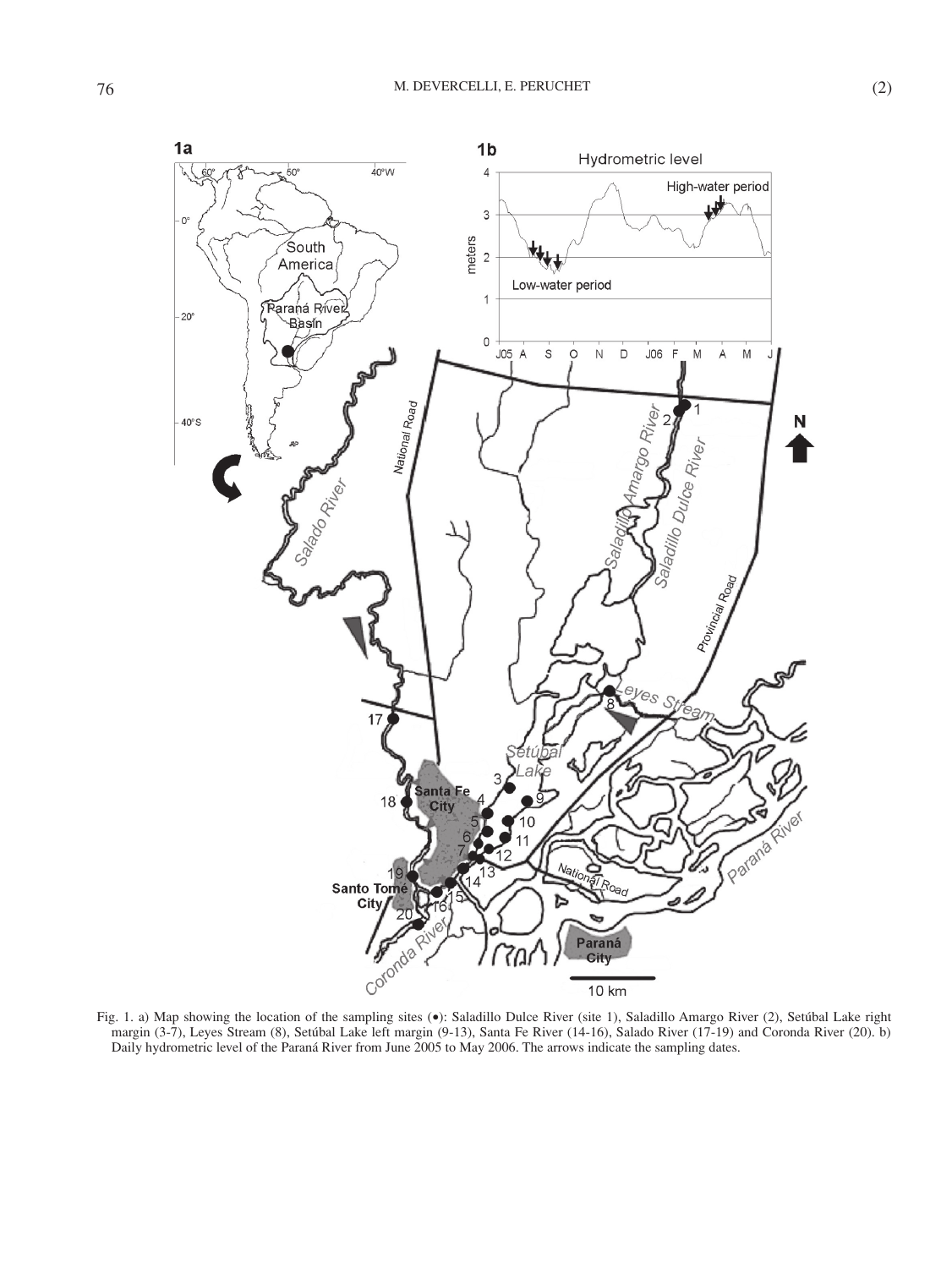Fig. 1. a) Map showing the location of the sampling sites (•): Saladillo Dulce River (site 1), Saladillo Amargo River (2), Setúbal Lake right margin (3-7), Leyes Stream (8), Setúbal Lake left margin (9-13), Santa Fe River (14-16), Salado River (17-19) and Coronda River (20). b) Daily hydrometric level of the Paraná River from June 2005 to May 2006. The arrows indicate the sampling dates.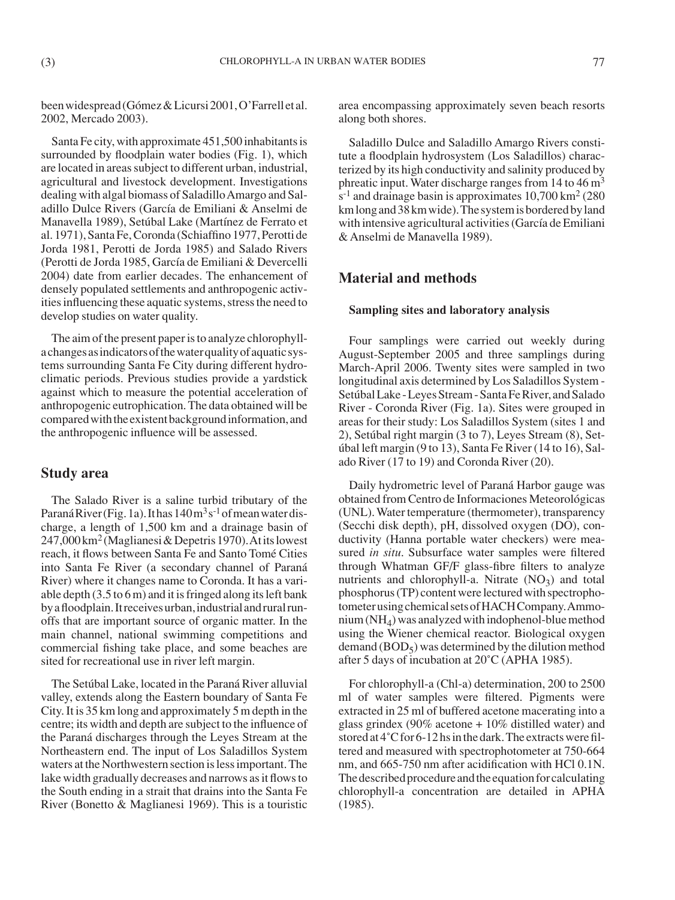been widespread (Gómez & Licursi 2001, O'Farrell et al. 2002, Mercado 2003).

Santa Fe city, with approximate 451,500 inhabitants is surrounded by floodplain water bodies (Fig. 1), which are located in areas subject to different urban, industrial, agricultural and livestock development. Investigations dealing with algal biomass of Saladillo Amargo and Saladillo Dulce Rivers (García de Emiliani & Anselmi de Manavella 1989), Setúbal Lake (Martínez de Ferrato et al. 1971), Santa Fe, Coronda (Schiaffino 1977, Perotti de Jorda 1981, Perotti de Jorda 1985) and Salado Rivers (Perotti de Jorda 1985, García de Emiliani & Devercelli 2004) date from earlier decades. The enhancement of densely populated settlements and anthropogenic activities influencing these aquatic systems, stress the need to develop studies on water quality.

The aim of the present paper is to analyze chlorophyll-a changes as indicators of the water quality of aquatic systems surrounding Santa Fe City during different hydroclimatic periods. Previous studies provide a yardstick against which to measure the potential acceleration of anthropogenic eutrophication. The data obtained will be compared with the existent background information, and the anthropogenic influence will be assessed.

## Study area

The Salado River is a saline turbid tributary of the Paraná River (Fig. 1a). It has 140 $m^3 s^{-1}$ of mean water discharge, a length of 1,500 km and a drainage basin of 247,000 $km^2$ (Maglianesi & Depetris 1970). At its lowest reach, it flows between Santa Fe and Santo Tomé Cities into Santa Fe River (a secondary channel of Paraná River) where it changes name to Coronda. It has a variable depth (3.5 to 6 m) and it is fringed along its left bank by a floodplain. It receives urban, industrial and rural runoffs that are important source of organic matter. In the main channel, national swimming competitions and commercial fishing take place, and some beaches are sited for recreational use in river left margin.

The Setúbal Lake, located in the Paraná River alluvial valley, extends along the Eastern boundary of Santa Fe City. It is 35 km long and approximately 5 m depth in the centre; its width and depth are subject to the influence of the Paraná discharges through the Leyes Stream at the Northeastern end. The input of Los Saladillos System waters at the Northwestern section is less important. The lake width gradually decreases and narrows as it flows to the South ending in a strait that drains into the Santa Fe River (Bonetto & Maglianesi 1969). This is a touristic area encompassing approximately seven beach resorts along both shores.

Saladillo Dulce and Saladillo Amargo Rivers constitute a floodplain hydrosystem (Los Saladillos) characterized by its high conductivity and salinity produced by phreatic input. Water discharge ranges from 14 to 46 $m^3 s^{-1}$ and drainage basin is approximates 10,700 $km^2$ (280 km long and 38 km wide). The system is bordered by land with intensive agricultural activities (García de Emiliani & Anselmi de Manavella 1989).

## Material and methods

### Sampling sites and laboratory analysis

Four samplings were carried out weekly during August-September 2005 and three samplings during March-April 2006. Twenty sites were sampled in two longitudinal axis determined by Los Saladillos System - Setúbal Lake - Leyes Stream - Santa Fe River, and Salado River - Coronda River (Fig. 1a). Sites were grouped in areas for their study: Los Saladillos System (sites 1 and 2), Setúbal right margin (3 to 7), Leyes Stream (8), Setúbal left margin (9 to 13), Santa Fe River (14 to 16), Salado River (17 to 19) and Coronda River (20).

Daily hydrometric level of Paraná Harbor gauge was obtained from Centro de Informaciones Meteorológicas (UNL). Water temperature (thermometer), transparency (Secchi disk depth), pH, dissolved oxygen (DO), conductivity (Hanna portable water checkers) were measured *in situ*. Subsurface water samples were filtered through Whatman GF/F glass-fibre filters to analyze nutrients and chlorophyll-a. Nitrate ($NO_3$) and total phosphorus (TP) content were lectured with spectrophotometer using chemical sets of HACH Company. Ammonium ($NH_4$) was analyzed with indophenol-blue method using the Wiener chemical reactor. Biological oxygen demand ($BOD_5$) was determined by the dilution method after 5 days of incubation at 20°C (APHA 1985).

For chlorophyll-a (Chl-a) determination, 200 to 2500 ml of water samples were filtered. Pigments were extracted in 25 ml of buffered acetone macerating into a glass grindex (90% acetone + 10% distilled water) and stored at 4°C for 6-12 hs in the dark. The extracts were filtered and measured with spectrophotometer at 750-664 nm, and 665-750 nm after acidification with HCl 0.1N. The described procedure and the equation for calculating chlorophyll-a concentration are detailed in APHA (1985).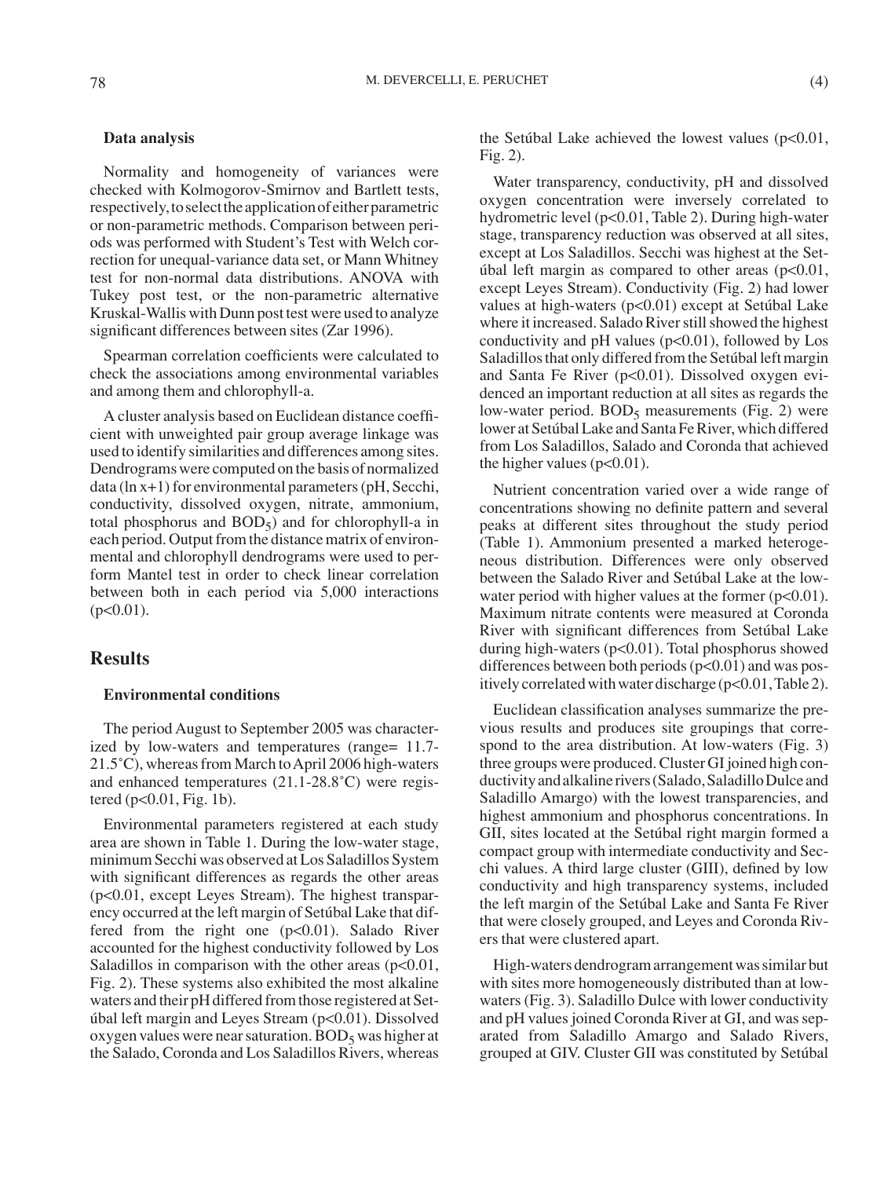### Data analysis

Normality and homogeneity of variances were checked with Kolmogorov-Smirnov and Bartlett tests, respectively, to select the application of either parametric or non-parametric methods. Comparison between periods was performed with Student's Test with Welch correction for unequal-variance data set, or Mann Whitney test for non-normal data distributions. ANOVA with Tukey post test, or the non-parametric alternative Kruskal-Wallis with Dunn post test were used to analyze significant differences between sites (Zar 1996).

Spearman correlation coefficients were calculated to check the associations among environmental variables and among them and chlorophyll-a.

A cluster analysis based on Euclidean distance coefficient with unweighted pair group average linkage was used to identify similarities and differences among sites. Dendrograms were computed on the basis of normalized data (ln x+1) for environmental parameters (pH, Secchi, conductivity, dissolved oxygen, nitrate, ammonium, total phosphorus and $BOD_5$) and for chlorophyll-a in each period. Output from the distance matrix of environmental and chlorophyll dendrograms were used to perform Mantel test in order to check linear correlation between both in each period via 5,000 interactions ($p<0.01$).

## Results

### Environmental conditions

The period August to September 2005 was characterized by low-waters and temperatures (range= 11.7-21.5°C), whereas from March to April 2006 high-waters and enhanced temperatures (21.1-28.8°C) were registered ($p<0.01$, Fig. 1b).

Environmental parameters registered at each study area are shown in Table 1. During the low-water stage, minimum Secchi was observed at Los Saladillos System with significant differences as regards the other areas ($p<0.01$, except Leyes Stream). The highest transparency occurred at the left margin of Setúbal Lake that differed from the right one ($p<0.01$). Salado River accounted for the highest conductivity followed by Los Saladillos in comparison with the other areas ($p<0.01$, Fig. 2). These systems also exhibited the most alkaline waters and their pH differed from those registered at Setúbal left margin and Leyes Stream ($p<0.01$). Dissolved oxygen values were near saturation. $BOD_5$ was higher at the Salado, Coronda and Los Saladillos Rivers, whereas the Setúbal Lake achieved the lowest values ($p<0.01$, Fig. 2).

Water transparency, conductivity, pH and dissolved oxygen concentration were inversely correlated to hydrometric level ($p<0.01$, Table 2). During high-water stage, transparency reduction was observed at all sites, except at Los Saladillos. Secchi was highest at the Setúbal left margin as compared to other areas ($p<0.01$, except Leyes Stream). Conductivity (Fig. 2) had lower values at high-waters ($p<0.01$) except at Setúbal Lake where it increased. Salado River still showed the highest conductivity and pH values ($p<0.01$), followed by Los Saladillos that only differed from the Setúbal left margin and Santa Fe River ($p<0.01$). Dissolved oxygen evidenced an important reduction at all sites as regards the low-water period. $BOD_5$ measurements (Fig. 2) were lower at Setúbal Lake and Santa Fe River, which differed from Los Saladillos, Salado and Coronda that achieved the higher values ($p<0.01$).

Nutrient concentration varied over a wide range of concentrations showing no definite pattern and several peaks at different sites throughout the study period (Table 1). Ammonium presented a marked heterogeneous distribution. Differences were only observed between the Salado River and Setúbal Lake at the low-water period with higher values at the former ($p<0.01$). Maximum nitrate contents were measured at Coronda River with significant differences from Setúbal Lake during high-waters ($p<0.01$). Total phosphorus showed differences between both periods ($p<0.01$) and was positively correlated with water discharge ($p<0.01$, Table 2).

Euclidean classification analyses summarize the previous results and produces site groupings that correspond to the area distribution. At low-waters (Fig. 3) three groups were produced. Cluster GI joined high conductivity and alkaline rivers (Salado, Saladillo Dulce and Saladillo Amargo) with the lowest transparencies, and highest ammonium and phosphorus concentrations. In GII, sites located at the Setúbal right margin formed a compact group with intermediate conductivity and Secchi values. A third large cluster (GIII), defined by low conductivity and high transparency systems, included the left margin of the Setúbal Lake and Santa Fe River that were closely grouped, and Leyes and Coronda Rivers that were clustered apart.

High-waters dendrogram arrangement was similar but with sites more homogeneously distributed than at low-waters (Fig. 3). Saladillo Dulce with lower conductivity and pH values joined Coronda River at GI, and was separated from Saladillo Amargo and Salado Rivers, grouped at GIV. Cluster GII was constituted by Setúbal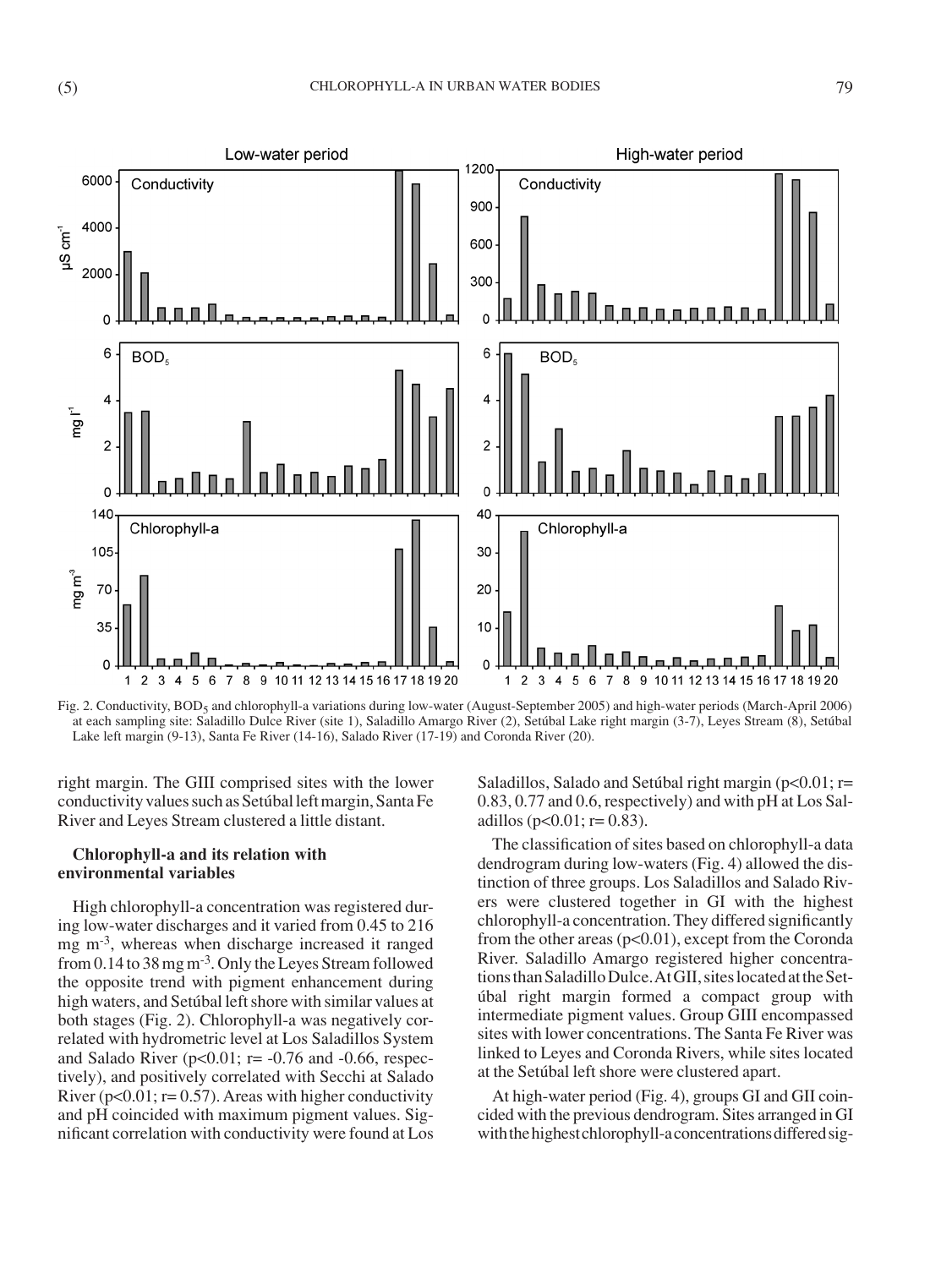Fig. 2. Conductivity, $BOD_5$ and chlorophyll-a variations during low-water (August-September 2005) and high-water periods (March-April 2006) at each sampling site: Saladillo Dulce River (site 1), Saladillo Amargo River (2), Setúbal Lake right margin (3-7), Leyes Stream (8), Setúbal Lake left margin (9-13), Santa Fe River (14-16), Salado River (17-19) and Coronda River (20).

right margin. The GIII comprised sites with the lower conductivity values such as Setúbal left margin, Santa Fe River and Leyes Stream clustered a little distant.

### Chlorophyll-a and its relation with environmental variables

High chlorophyll-a concentration was registered during low-water discharges and it varied from 0.45 to 216 mg m$^{-3}$, whereas when discharge increased it ranged from 0.14 to 38 mg m$^{-3}$. Only the Leyes Stream followed the opposite trend with pigment enhancement during high waters, and Setúbal left shore with similar values at both stages (Fig. 2). Chlorophyll-a was negatively correlated with hydrometric level at Los Saladillos System and Salado River ($p<0.01$; $r= -0.76$ and $-0.66$, respectively), and positively correlated with Secchi at Salado River ($p<0.01$; $r= 0.57$). Areas with higher conductivity and pH coincided with maximum pigment values. Significant correlation with conductivity were found at Los Saladillos, Salado and Setúbal right margin ($p<0.01$; $r=$ 0.83, 0.77 and 0.6, respectively) and with pH at Los Saladillos ($p<0.01$; $r= 0.83$).

The classification of sites based on chlorophyll-a data dendrogram during low-waters (Fig. 4) allowed the distinction of three groups. Los Saladillos and Salado Rivers were clustered together in GI with the highest chlorophyll-a concentration. They differed significantly from the other areas ($p<0.01$), except from the Coronda River. Saladillo Amargo registered higher concentrations than Saladillo Dulce. At GII, sites located at the Setúbal right margin formed a compact group with intermediate pigment values. Group GIII encompassed sites with lower concentrations. The Santa Fe River was linked to Leyes and Coronda Rivers, while sites located at the Setúbal left shore were clustered apart.

At high-water period (Fig. 4), groups GI and GII coincided with the previous dendrogram. Sites arranged in GI with the highest chlorophyll-a concentrations differed sig-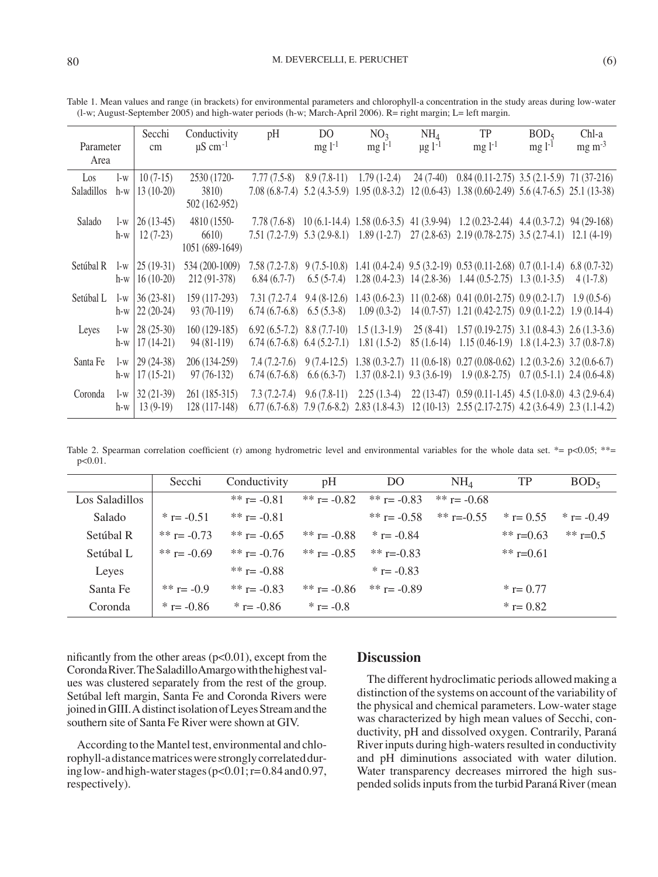Table 1. Mean values and range (in brackets) for environmental parameters and chlorophyll-a concentration in the study areas during low-water (l-w; August-September 2005) and high-water periods (h-w; March-April 2006). R= right margin; L= left margin.

| Parameter Area | | Secchi cm | Conductivity µS cm$^{-1}$ | pH | DO mg l$^{-1}$ | $NO_3$ mg l$^{-1}$ | $NH_4$ µg l$^{-1}$ | TP mg l$^{-1}$ | $BOD_5$ mg l$^{-1}$ | Chl-a mg m$^{-3}$ |
|---|---|---|---|---|---|---|---|---|---|---|
| Los Saladillos | l-w | 10 (7-15) | 2530 (1720-3810) | 7.77 (7.5-8) | 8.9 (7.8-11) | 1.79 (1-2.4) | 24 (7-40) | 0.84 (0.11-2.75) | 3.5 (2.1-5.9) | 71 (37-216) |
| | h-w | 13 (10-20) | 502 (162-952) | 7.08 (6.8-7.4) | 5.2 (4.3-5.9) | 1.95 (0.8-3.2) | 12 (0.6-43) | 1.38 (0.60-2.49) | 5.6 (4.7-6.5) | 25.1 (13-38) |
| Salado | l-w | 26 (13-45) | 4810 (1550-6610) | 7.78 (7.6-8) | 10 (6.1-14.4) | 1.58 (0.6-3.5) | 41 (3.9-94) | 1.2 (0.23-2.44) | 4.4 (0.3-7.2) | 94 (29-168) |
| | h-w | 12 (7-23) | 1051 (689-1649) | 7.51 (7.2-7.9) | 5.3 (2.9-8.1) | 1.89 (1-2.7) | 27 (2.8-63) | 2.19 (0.78-2.75) | 3.5 (2.7-4.1) | 12.1 (4-19) |
| Setúbal R | l-w | 25 (19-31) | 534 (200-1009) | 7.58 (7.2-7.8) | 9 (7.5-10.8) | 1.41 (0.4-2.4) | 9.5 (3.2-19) | 0.53 (0.11-2.68) | 0.7 (0.1-1.4) | 6.8 (0.7-32) |
| | h-w | 16 (10-20) | 212 (91-378) | 6.84 (6.7-7) | 6.5 (5-7.4) | 1.28 (0.4-2.3) | 14 (2.8-36) | 1.44 (0.5-2.75) | 1.3 (0.1-3.5) | 4 (1-7.8) |
| Setúbal L | l-w | 36 (23-81) | 159 (117-293) | 7.31 (7.2-7.4 | 9.4 (8-12.6) | 1.43 (0.6-2.3) | 11 (0.2-68) | 0.41 (0.01-2.75) | 0.9 (0.2-1.7) | 1.9 (0.5-6) |
| | h-w | 22 (20-24) | 93 (70-119) | 6.74 (6.7-6.8) | 6.5 (5.3-8) | 1.09 (0.3-2) | 14 (0.7-57) | 1.21 (0.42-2.75) | 0.9 (0.1-2.2) | 1.9 (0.14-4) |
| Leyes | l-w | 28 (25-30) | 160 (129-185) | 6.92 (6.5-7.2) | 8.8 (7.7-10) | 1.5 (1.3-1.9) | 25 (8-41) | 1.57 (0.19-2.75) | 3.1 (0.8-4.3) | 2.6 (1.3-3.6) |
| | h-w | 17 (14-21) | 94 (81-119) | 6.74 (6.7-6.8) | 6.4 (5.2-7.1) | 1.81 (1.5-2) | 85 (1.6-14) | 1.15 (0.46-1.9) | 1.8 (1.4-2.3) | 3.7 (0.8-7.8) |
| Santa Fe | l-w | 29 (24-38) | 206 (134-259) | 7.4 (7.2-7.6) | 9 (7.4-12.5) | 1.38 (0.3-2.7) | 11 (0.6-18) | 0.27 (0.08-0.62) | 1.2 (0.3-2.6) | 3.2 (0.6-6.7) |
| | h-w | 17 (15-21) | 97 (76-132) | 6.74 (6.7-6.8) | 6.6 (6.3-7) | 1.37 (0.8-2.1) | 9.3 (3.6-19) | 1.9 (0.8-2.75) | 0.7 (0.5-1.1) | 2.4 (0.6-4.8) |
| Coronda | l-w | 32 (21-39) | 261 (185-315) | 7.3 (7.2-7.4) | 9.6 (7.8-11) | 2.25 (1.3-4) | 22 (13-47) | 0.59 (0.11-1.45) | 4.5 (1.0-8.0) | 4.3 (2.9-6.4) |
| | h-w | 13 (9-19) | 128 (117-148) | 6.77 (6.7-6.8) | 7.9 (7.6-8.2) | 2.83 (1.8-4.3) | 12 (10-13) | 2.55 (2.17-2.75) | 4.2 (3.6-4.9) | 2.3 (1.1-4.2) |

Table 2. Spearman correlation coefficient (r) among hydrometric level and environmental variables for the whole data set. *= $p<0.05$; **= $p<0.01$.

| | Secchi | Conductivity | pH | DO | $NH_4$ | TP | $BOD_5$ |
|---|---|---|---|---|---|---|---|
| Los Saladillos | | ** r= -0.81 | ** r= -0.82 | ** r= -0.83 | ** r= -0.68 | | |
| Salado | * r= -0.51 | ** r= -0.81 | | ** r= -0.58 | ** r=-0.55 | * r= 0.55 | * r= -0.49 |
| Setúbal R | ** r= -0.73 | ** r= -0.65 | ** r= -0.88 | * r= -0.84 | | ** r=0.63 | ** r=0.5 |
| Setúbal L | ** r= -0.69 | ** r= -0.76 | ** r= -0.85 | ** r=-0.83 | | ** r=0.61 | |
| Leyes | | ** r= -0.88 | | * r= -0.83 | | | |
| Santa Fe | ** r= -0.9 | ** r= -0.83 | ** r= -0.86 | ** r= -0.89 | | * r= 0.77 | |
| Coronda | * r= -0.86 | * r= -0.86 | * r= -0.8 | | | * r= 0.82 | |

nificantly from the other areas ($p<0.01$), except from the Coronda River. The Saladillo Amargo with the highest values was clustered separately from the rest of the group. Setúbal left margin, Santa Fe and Coronda Rivers were joined in GIII. A distinct isolation of Leyes Stream and the southern site of Santa Fe River were shown at GIV.

According to the Mantel test, environmental and chlorophyll-a distance matrices were strongly correlated during low- and high-water stages ($p<0.01$; r= 0.84 and 0.97, respectively).

## Discussion

The different hydroclimatic periods allowed making a distinction of the systems on account of the variability of the physical and chemical parameters. Low-water stage was characterized by high mean values of Secchi, conductivity, pH and dissolved oxygen. Contrarily, Paraná River inputs during high-waters resulted in conductivity and pH diminutions associated with water dilution. Water transparency decreases mirrored the high suspended solids inputs from the turbid Paraná River (mean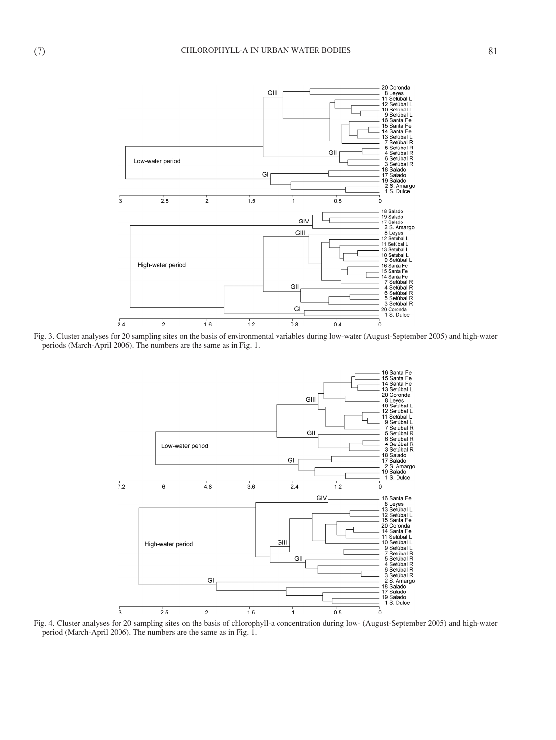Fig. 3. Cluster analyses for 20 sampling sites on the basis of environmental variables during low-water (August-September 2005) and high-water periods (March-April 2006). The numbers are the same as in Fig. 1.

Fig. 4. Cluster analyses for 20 sampling sites on the basis of chlorophyll-a concentration during low- (August-September 2005) and high-water period (March-April 2006). The numbers are the same as in Fig. 1.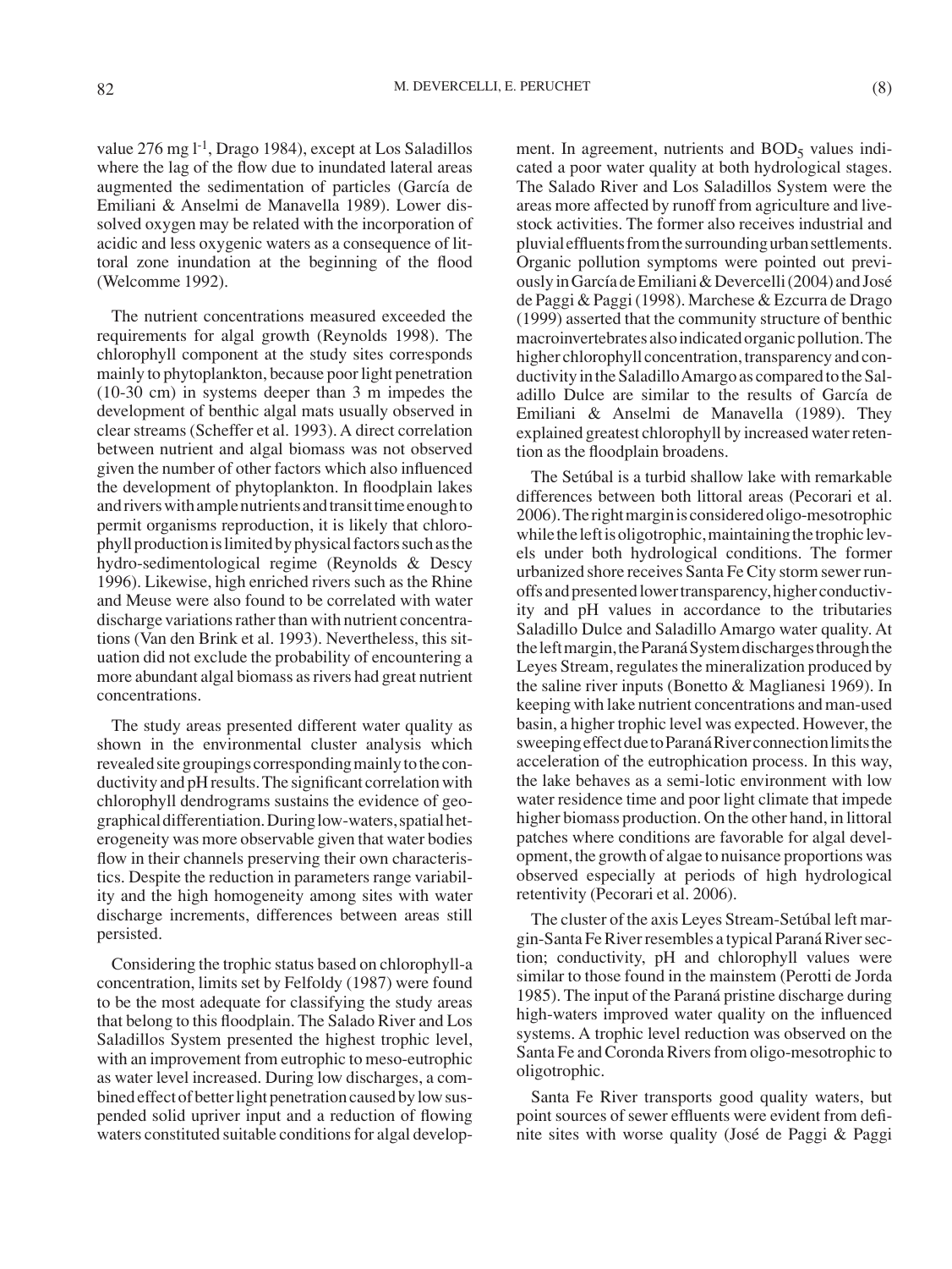value 276 mg $l^{-1}$, Drago 1984), except at Los Saladillos where the lag of the flow due to inundated lateral areas augmented the sedimentation of particles (García de Emiliani & Anselmi de Manavella 1989). Lower dissolved oxygen may be related with the incorporation of acidic and less oxygenic waters as a consequence of littoral zone inundation at the beginning of the flood (Welcomme 1992).

The nutrient concentrations measured exceeded the requirements for algal growth (Reynolds 1998). The chlorophyll component at the study sites corresponds mainly to phytoplankton, because poor light penetration (10-30 cm) in systems deeper than 3 m impedes the development of benthic algal mats usually observed in clear streams (Scheffer et al. 1993). A direct correlation between nutrient and algal biomass was not observed given the number of other factors which also influenced the development of phytoplankton. In floodplain lakes and rivers with ample nutrients and transit time enough to permit organisms reproduction, it is likely that chlorophyll production is limited by physical factors such as the hydro-sedimentological regime (Reynolds & Descy 1996). Likewise, high enriched rivers such as the Rhine and Meuse were also found to be correlated with water discharge variations rather than with nutrient concentrations (Van den Brink et al. 1993). Nevertheless, this situation did not exclude the probability of encountering a more abundant algal biomass as rivers had great nutrient concentrations.

The study areas presented different water quality as shown in the environmental cluster analysis which revealed site groupings corresponding mainly to the conductivity and pH results. The significant correlation with chlorophyll dendrograms sustains the evidence of geographical differentiation. During low-waters, spatial heterogeneity was more observable given that water bodies flow in their channels preserving their own characteristics. Despite the reduction in parameters range variability and the high homogeneity among sites with water discharge increments, differences between areas still persisted.

Considering the trophic status based on chlorophyll-a concentration, limits set by Felfoldy (1987) were found to be the most adequate for classifying the study areas that belong to this floodplain. The Salado River and Los Saladillos System presented the highest trophic level, with an improvement from eutrophic to meso-eutrophic as water level increased. During low discharges, a combined effect of better light penetration caused by low suspended solid upriver input and a reduction of flowing waters constituted suitable conditions for algal development. In agreement, nutrients and $BOD_5$ values indicated a poor water quality at both hydrological stages. The Salado River and Los Saladillos System were the areas more affected by runoff from agriculture and livestock activities. The former also receives industrial and pluvial effluents from the surrounding urban settlements. Organic pollution symptoms were pointed out previously in García de Emiliani & Devercelli (2004) and José de Paggi & Paggi (1998). Marchese & Ezcurra de Drago (1999) asserted that the community structure of benthic macroinvertebrates also indicated organic pollution. The higher chlorophyll concentration, transparency and conductivity in the Saladillo Amargo as compared to the Saladillo Dulce are similar to the results of García de Emiliani & Anselmi de Manavella (1989). They explained greatest chlorophyll by increased water retention as the floodplain broadens.

The Setúbal is a turbid shallow lake with remarkable differences between both littoral areas (Pecorari et al. 2006). The right margin is considered oligo-mesotrophic while the left is oligotrophic, maintaining the trophic levels under both hydrological conditions. The former urbanized shore receives Santa Fe City storm sewer runoffs and presented lower transparency, higher conductivity and pH values in accordance to the tributaries Saladillo Dulce and Saladillo Amargo water quality. At the left margin, the Paraná System discharges through the Leyes Stream, regulates the mineralization produced by the saline river inputs (Bonetto & Maglianesi 1969). In keeping with lake nutrient concentrations and man-used basin, a higher trophic level was expected. However, the sweeping effect due to Paraná River connection limits the acceleration of the eutrophication process. In this way, the lake behaves as a semi-lotic environment with low water residence time and poor light climate that impede higher biomass production. On the other hand, in littoral patches where conditions are favorable for algal development, the growth of algae to nuisance proportions was observed especially at periods of high hydrological retentivity (Pecorari et al. 2006).

The cluster of the axis Leyes Stream-Setúbal left margin-Santa Fe River resembles a typical Paraná River section; conductivity, pH and chlorophyll values were similar to those found in the mainstem (Perotti de Jorda 1985). The input of the Paraná pristine discharge during high-waters improved water quality on the influenced systems. A trophic level reduction was observed on the Santa Fe and Coronda Rivers from oligo-mesotrophic to oligotrophic.

Santa Fe River transports good quality waters, but point sources of sewer effluents were evident from definite sites with worse quality (José de Paggi & Paggi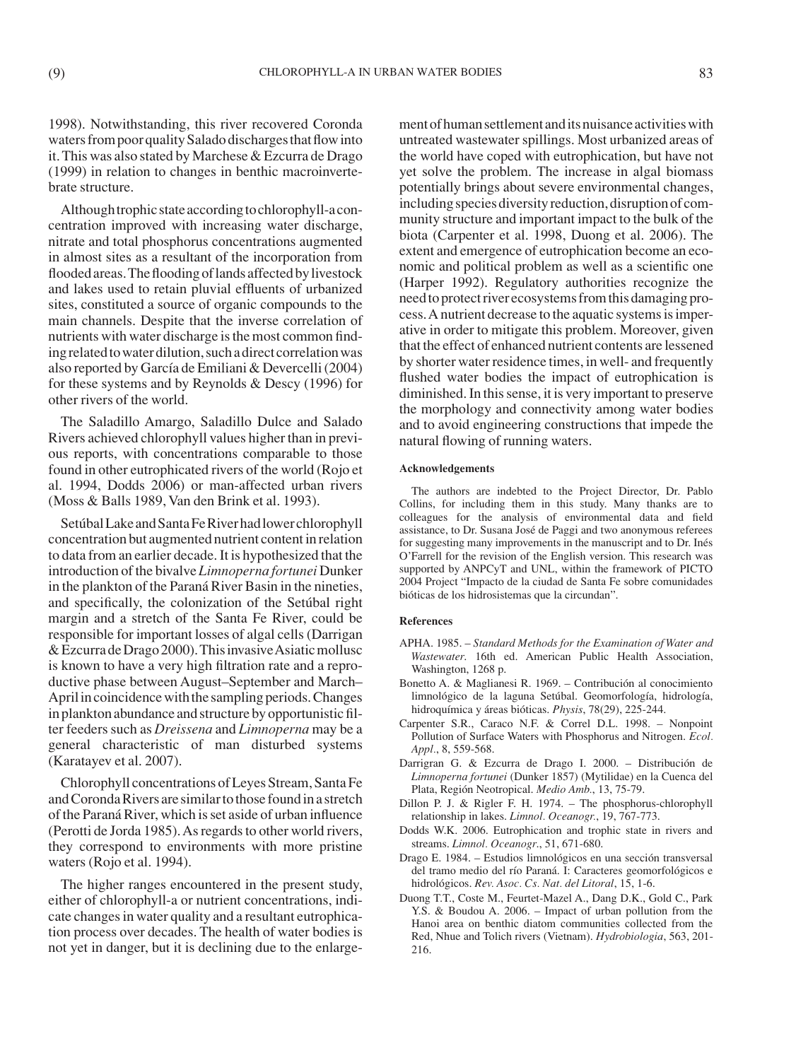1998). Notwithstanding, this river recovered Coronda waters from poor quality Salado discharges that flow into it. This was also stated by Marchese & Ezcurra de Drago (1999) in relation to changes in benthic macroinvertebrate structure.

Although trophic state according to chlorophyll-a concentration improved with increasing water discharge, nitrate and total phosphorus concentrations augmented in almost sites as a resultant of the incorporation from flooded areas. The flooding of lands affected by livestock and lakes used to retain pluvial effluents of urbanized sites, constituted a source of organic compounds to the main channels. Despite that the inverse correlation of nutrients with water discharge is the most common finding related to water dilution, such a direct correlation was also reported by García de Emiliani & Devercelli (2004) for these systems and by Reynolds & Descy (1996) for other rivers of the world.

The Saladillo Amargo, Saladillo Dulce and Salado Rivers achieved chlorophyll values higher than in previous reports, with concentrations comparable to those found in other eutrophicated rivers of the world (Rojo et al. 1994, Dodds 2006) or man-affected urban rivers (Moss & Balls 1989, Van den Brink et al. 1993).

Setúbal Lake and Santa Fe River had lower chlorophyll concentration but augmented nutrient content in relation to data from an earlier decade. It is hypothesized that the introduction of the bivalve *Limnoperna fortunei* Dunker in the plankton of the Paraná River Basin in the nineties, and specifically, the colonization of the Setúbal right margin and a stretch of the Santa Fe River, could be responsible for important losses of algal cells (Darrigan & Ezcurra de Drago 2000). This invasive Asiatic mollusc is known to have a very high filtration rate and a reproductive phase between August–September and March–April in coincidence with the sampling periods. Changes in plankton abundance and structure by opportunistic filter feeders such as *Dreissena* and *Limnoperna* may be a general characteristic of man disturbed systems (Karatayev et al. 2007).

Chlorophyll concentrations of Leyes Stream, Santa Fe and Coronda Rivers are similar to those found in a stretch of the Paraná River, which is set aside of urban influence (Perotti de Jorda 1985). As regards to other world rivers, they correspond to environments with more pristine waters (Rojo et al. 1994).

The higher ranges encountered in the present study, either of chlorophyll-a or nutrient concentrations, indicate changes in water quality and a resultant eutrophication process over decades. The health of water bodies is not yet in danger, but it is declining due to the enlargement of human settlement and its nuisance activities with untreated wastewater spillings. Most urbanized areas of the world have coped with eutrophication, but have not yet solve the problem. The increase in algal biomass potentially brings about severe environmental changes, including species diversity reduction, disruption of community structure and important impact to the bulk of the biota (Carpenter et al. 1998, Duong et al. 2006). The extent and emergence of eutrophication become an economic and political problem as well as a scientific one (Harper 1992). Regulatory authorities recognize the need to protect river ecosystems from this damaging process. A nutrient decrease to the aquatic systems is imperative in order to mitigate this problem. Moreover, given that the effect of enhanced nutrient contents are lessened by shorter water residence times, in well- and frequently flushed water bodies the impact of eutrophication is diminished. In this sense, it is very important to preserve the morphology and connectivity among water bodies and to avoid engineering constructions that impede the natural flowing of running waters.

#### Acknowledgements

The authors are indebted to the Project Director, Dr. Pablo Collins, for including them in this study. Many thanks are to colleagues for the analysis of environmental data and field assistance, to Dr. Susana José de Paggi and two anonymous referees for suggesting many improvements in the manuscript and to Dr. Inés O'Farrell for the revision of the English version. This research was supported by ANPCyT and UNL, within the framework of PICTO 2004 Project "Impacto de la ciudad de Santa Fe sobre comunidades bióticas de los hidrosistemas que la circundan".

#### References

- APHA. 1985. – *Standard Methods for the Examination of Water and Wastewater*. 16th ed. American Public Health Association, Washington, 1268 p.
- Bonetto A. & Maglianesi R. 1969. – Contribución al conocimiento limnológico de la laguna Setúbal. Geomorfología, hidrología, hidroquímica y áreas bióticas. *Physis*, 78(29), 225-244.
- Carpenter S.R., Caraco N.F. & Correl D.L. 1998. – Nonpoint Pollution of Surface Waters with Phosphorus and Nitrogen. *Ecol. Appl.*, 8, 559-568.
- Darrigran G. & Ezcurra de Drago I. 2000. – Distribución de *Limnoperna fortunei* (Dunker 1857) (Mytilidae) en la Cuenca del Plata, Región Neotropical. *Medio Amb.*, 13, 75-79.
- Dillon P. J. & Rigler F. H. 1974. – The phosphorus-chlorophyll relationship in lakes. *Limnol. Oceanogr.*, 19, 767-773.
- Dodds W.K. 2006. Eutrophication and trophic state in rivers and streams. *Limnol. Oceanogr.*, 51, 671-680.
- Drago E. 1984. – Estudios limnológicos en una sección transversal del tramo medio del río Paraná. I: Caracteres geomorfológicos e hidrológicos. *Rev. Asoc. Cs. Nat. del Litoral*, 15, 1-6.
- Duong T.T., Coste M., Feurtet-Mazel A., Dang D.K., Gold C., Park Y.S. & Boudou A. 2006. – Impact of urban pollution from the Hanoi area on benthic diatom communities collected from the Red, Nhue and Tolich rivers (Vietnam). *Hydrobiologia*, 563, 201-216.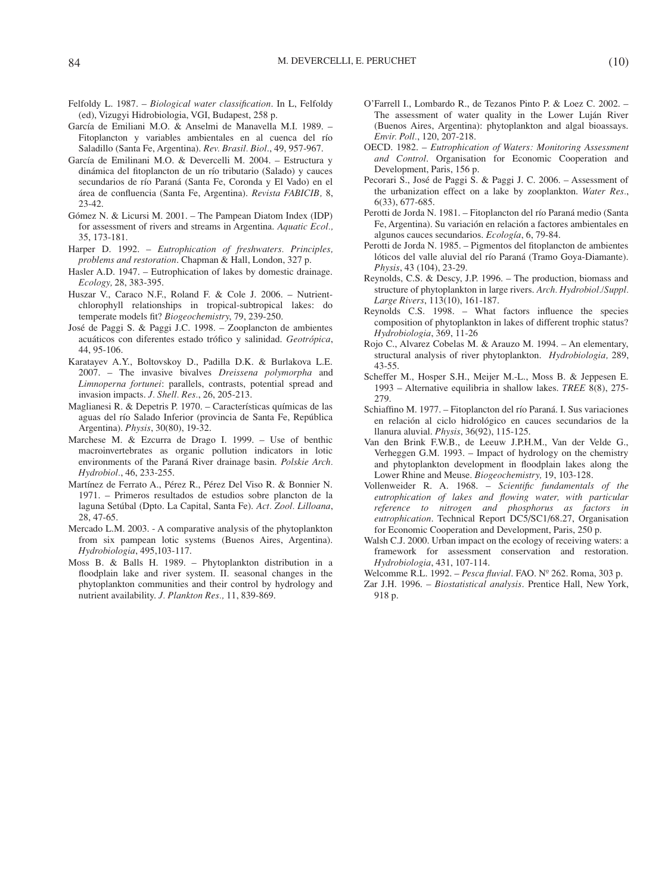Felfoldy L. 1987. – *Biological water classification*. In L, Felfoldy (ed), Vizugyi Hidrobiologia, VGI, Budapest, 258 p.

García de Emiliani M.O. & Anselmi de Manavella M.I. 1989. – Fitoplancton y variables ambientales en al cuenca del río Saladillo (Santa Fe, Argentina). *Rev. Brasil. Biol*., 49, 957-967.

García de Emilinani M.O. & Devercelli M. 2004. – Estructura y dinámica del fitoplancton de un río tributario (Salado) y cauces secundarios de río Paraná (Santa Fe, Coronda y El Vado) en el área de confluencia (Santa Fe, Argentina). *Revista FABICIB,* 8, 23-42.

Gómez N. & Licursi M. 2001. – The Pampean Diatom Index (IDP) for assessment of rivers and streams in Argentina. *Aquatic Ecol.,* 35, 173-181.

Harper D. 1992. – *Eutrophication of freshwaters. Principles, problems and restoration*. Chapman & Hall, London, 327 p.

Hasler A.D. 1947. – Eutrophication of lakes by domestic drainage. *Ecology,* 28, 383-395.

Huszar V., Caraco N.F., Roland F. & Cole J. 2006. – Nutrient-chlorophyll relationships in tropical-subtropical lakes: do temperate models fit? *Biogeochemistry*, 79, 239-250.

José de Paggi S. & Paggi J.C. 1998. – Zooplancton de ambientes acuáticos con diferentes estado trófico y salinidad. *Geotrópica*, 44, 95-106.

Karatayev A.Y., Boltovskoy D., Padilla D.K. & Burlakova L.E. 2007. – The invasive bivalves *Dreissena polymorpha* and *Limnoperna fortunei*: parallels, contrasts, potential spread and invasion impacts. *J. Shell. Res*., 26, 205-213.

Maglianesi R. & Depetris P. 1970. – Características químicas de las aguas del río Salado Inferior (provincia de Santa Fe, República Argentina). *Physis*, 30(80), 19-32.

Marchese M. & Ezcurra de Drago I. 1999. – Use of benthic macroinvertebrates as organic pollution indicators in lotic environments of the Paraná River drainage basin. *Polskie Arch. Hydrobiol*., 46, 233-255.

Martínez de Ferrato A., Pérez R., Pérez Del Viso R. & Bonnier N. 1971. – Primeros resultados de estudios sobre plancton de la laguna Setúbal (Dpto. La Capital, Santa Fe). *Act. Zool. Lilloana*, 28, 47-65.

Mercado L.M. 2003. - A comparative analysis of the phytoplankton from six pampean lotic systems (Buenos Aires, Argentina). *Hydrobiologia*, 495,103-117.

Moss B. & Balls H. 1989. – Phytoplankton distribution in a floodplain lake and river system. II. seasonal changes in the phytoplankton communities and their control by hydrology and nutrient availability. *J. Plankton Res.,* 11, 839-869.

O'Farrell I., Lombardo R., de Tezanos Pinto P. & Loez C. 2002. – The assessment of water quality in the Lower Luján River (Buenos Aires, Argentina): phytoplankton and algal bioassays. *Envir. Poll*., 120, 207-218.

OECD. 1982. – *Eutrophication of Waters: Monitoring Assessment and Control*. Organisation for Economic Cooperation and Development, Paris, 156 p.

Pecorari S., José de Paggi S. & Paggi J. C. 2006. – Assessment of the urbanization effect on a lake by zooplankton. *Water Res*., 6(33), 677-685.

Perotti de Jorda N. 1981. – Fitoplancton del río Paraná medio (Santa Fe, Argentina). Su variación en relación a factores ambientales en algunos cauces secundarios. *Ecología*, 6, 79-84.

Perotti de Jorda N. 1985. – Pigmentos del fitoplancton de ambientes lóticos del valle aluvial del río Paraná (Tramo Goya-Diamante). *Physis*, 43 (104), 23-29.

Reynolds, C.S. & Descy, J.P. 1996. – The production, biomass and structure of phytoplankton in large rivers. *Arch. Hydrobiol./Suppl. Large Rivers*, 113(10), 161-187.

Reynolds C.S. 1998. – What factors influence the species composition of phytoplankton in lakes of different trophic status? *Hydrobiologia*, 369, 11-26

Rojo C., Alvarez Cobelas M. & Arauzo M. 1994. – An elementary, structural analysis of river phytoplankton. *Hydrobiologia,* 289, 43-55.

Scheffer M., Hosper S.H., Meijer M.-L., Moss B. & Jeppesen E. 1993 – Alternative equilibria in shallow lakes. *TREE* 8(8), 275-279.

Schiaffino M. 1977. – Fitoplancton del río Paraná. I. Sus variaciones en relación al ciclo hidrológico en cauces secundarios de la llanura aluvial. *Physis*, 36(92), 115-125.

Van den Brink F.W.B., de Leeuw J.P.H.M., Van der Velde G., Verheggen G.M. 1993. – Impact of hydrology on the chemistry and phytoplankton development in floodplain lakes along the Lower Rhine and Meuse. *Biogeochemistry,* 19, 103-128.

Vollenweider R. A. 1968. – *Scientific fundamentals of the eutrophication of lakes and flowing water, with particular reference to nitrogen and phosphorus as factors in eutrophication*. Technical Report DC5/SC1/68.27, Organisation for Economic Cooperation and Development, Paris, 250 p.

Walsh C.J. 2000. Urban impact on the ecology of receiving waters: a framework for assessment conservation and restoration. *Hydrobiologia*, 431, 107-114.

Welcomme R.L. 1992. – *Pesca fluvial*. FAO. Nº 262. Roma, 303 p.

Zar J.H. 1996. – *Biostatistical analysis*. Prentice Hall, New York, 918 p.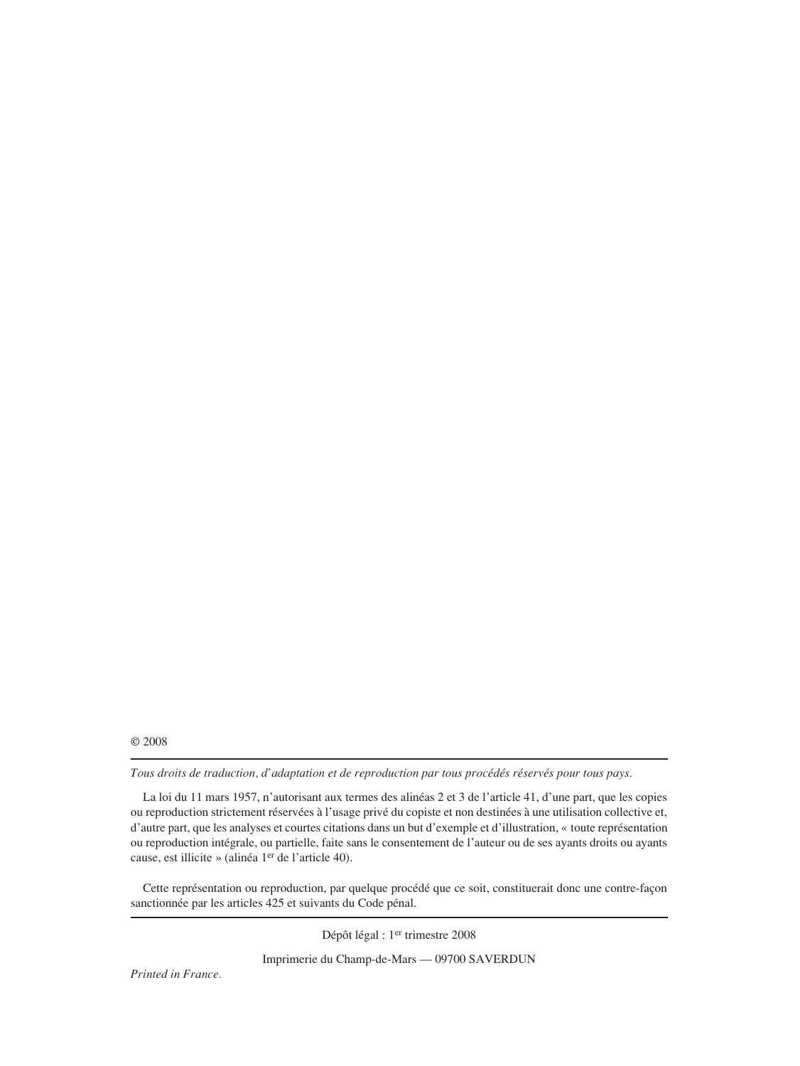© 2008

---

*Tous droits de traduction, d'adaptation et de reproduction par tous procédés réservés pour tous pays.*

La loi du 11 mars 1957, n'autorisant aux termes des alinéas 2 et 3 de l'article 41, d'une part, que les copies ou reproduction strictement réservées à l'usage privé du copiste et non destinées à une utilisation collective et, d'autre part, que les analyses et courtes citations dans un but d'exemple et d'illustration, « toute représentation ou reproduction intégrale, ou partielle, faite sans le consentement de l'auteur ou de ses ayants droits ou ayants cause, est illicite » (alinéa 1er de l'article 40).

Cette représentation ou reproduction, par quelque procédé que ce soit, constituerait donc une contre-façon sanctionnée par les articles 425 et suivants du Code pénal.

---

Dépôt légal : 1er trimestre 2008

Imprimerie du Champ-de-Mars — 09700 SAVERDUN

*Printed in France.*